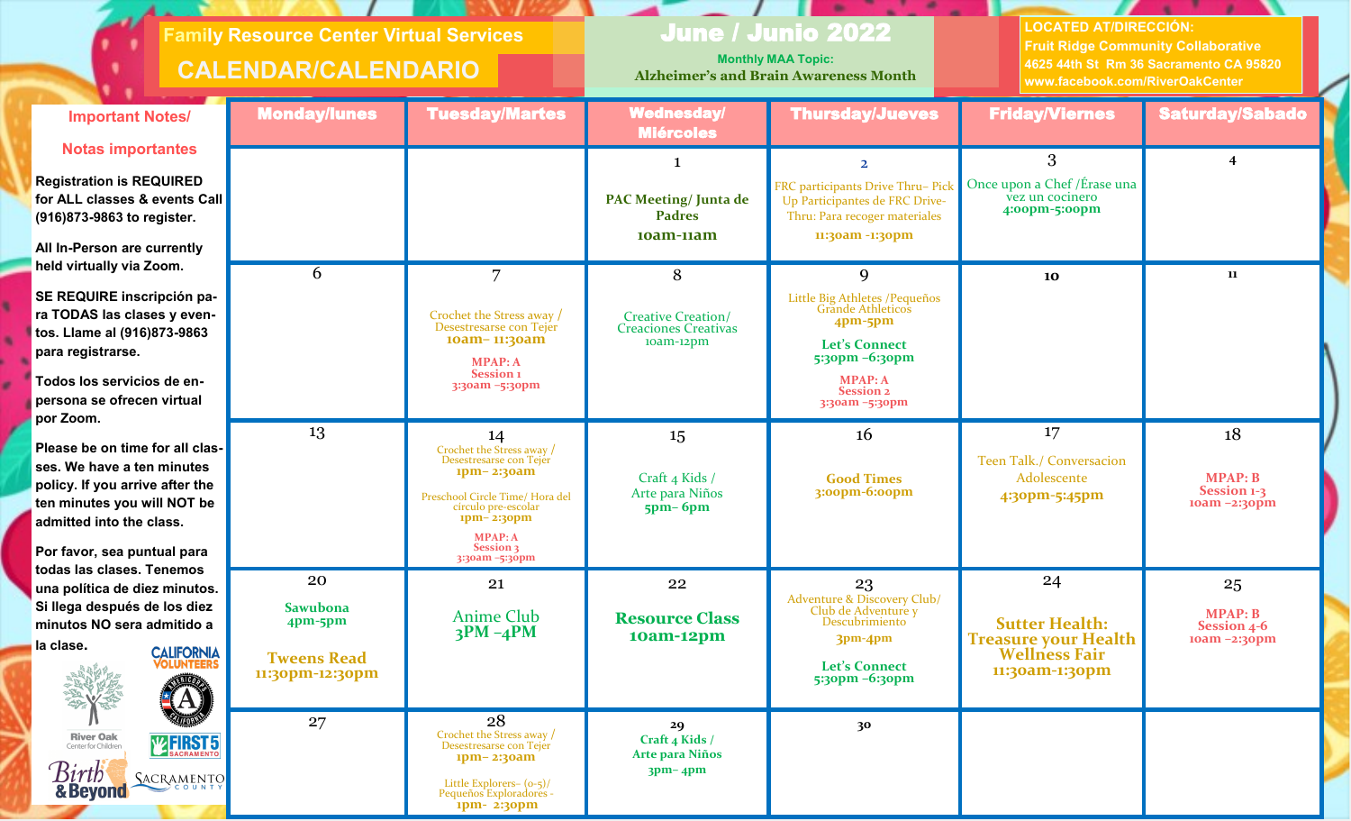# Family Resource Center Virtual Services

## CALENDAR/CALENDARIO

## June / Junio 2022

Monthly MAA Topic:
**Alzheimer's and Brain Awareness Month**

**LOCATED AT/DIRECCIÓN:**
Fruit Ridge Community Collaborative
4625 44th St Rm 36 Sacramento CA 95820
www.facebook.com/RiverOakCenter

### Important Notes/ Notas importantes

**Registration is REQUIRED for ALL classes & events Call (916)873-9863 to register.**

**All In-Person are currently held virtually via Zoom.**

**SE REQUIRE inscripción para TODAS las clases y eventos. Llame al (916)873-9863 para registrarse.**

**Todos los servicios de en-persona se ofrecen virtual por Zoom.**

**Please be on time for all classes. We have a ten minutes policy. If you arrive after the ten minutes you will NOT be admitted into the class.**

**Por favor, sea puntual para todas las clases. Tenemos una política de diez minutos. Si llega después de los diez minutos NO sera admitido a la clase.**

California Volunteers · AmeriCorps California · River Oak Center for Children · First 5 Sacramento · Birth & Beyond · Sacramento County

| Monday/lunes | Tuesday/Martes | Wednesday/ Miércoles | Thursday/Jueves | Friday/Viernes | Saturday/Sabado |
|---|---|---|---|---|---|
| | | 1<br>PAC Meeting/ Junta de Padres<br>10am-11am | 2<br>FRC participants Drive Thru– Pick Up Participantes de FRC Drive-Thru: Para recoger materiales<br>11:30am -1:30pm | 3<br>Once upon a Chef /Érase una vez un cocinero<br>4:00pm-5:00pm | 4 |
| 6 | 7<br>Crochet the Stress away / Desestresarse con Tejer<br>10am– 11:30am<br>MPAP: A Session 1<br>3:30am –5:30pm | 8<br>Creative Creation/ Creaciones Creativas<br>10am-12pm | 9<br>Little Big Athletes /Pequeños Grande Athleticos<br>4pm-5pm<br>Let's Connect<br>5:30pm –6:30pm<br>MPAP: A Session 2<br>3:30am –5:30pm | 10 | 11 |
| 13 | 14<br>Crochet the Stress away / Desestresarse con Tejer<br>1pm– 2:30am<br>Preschool Circle Time/ Hora del circulo pre-escolar<br>1pm– 2:30pm<br>MPAP: A Session 3<br>3:30am –5:30pm | 15<br>Craft 4 Kids / Arte para Niños<br>5pm– 6pm | 16<br>Good Times<br>3:00pm-6:00pm | 17<br>Teen Talk./ Conversacion Adolescente<br>4:30pm-5:45pm | 18<br>MPAP: B Session 1-3<br>10am –2:30pm |
| 20<br>Sawubona<br>4pm-5pm<br>Tweens Read<br>11:30pm-12:30pm | 21<br>Anime Club<br>3PM –4PM | 22<br>Resource Class<br>10am-12pm | 23<br>Adventure & Discovery Club/ Club de Adventure y Descubrimiento<br>3pm-4pm<br>Let's Connect<br>5:30pm –6:30pm | 24<br>Sutter Health: Treasure your Health Wellness Fair<br>11:30am-1:30pm | 25<br>MPAP: B Session 4-6<br>10am –2:30pm |
| 27 | 28<br>Crochet the Stress away / Desestresarse con Tejer<br>1pm– 2:30am<br>Little Explorers– (0-5)/ Pequeños Exploradores -<br>1pm- 2:30pm | 29<br>Craft 4 Kids / Arte para Niños<br>3pm– 4pm | 30 | | |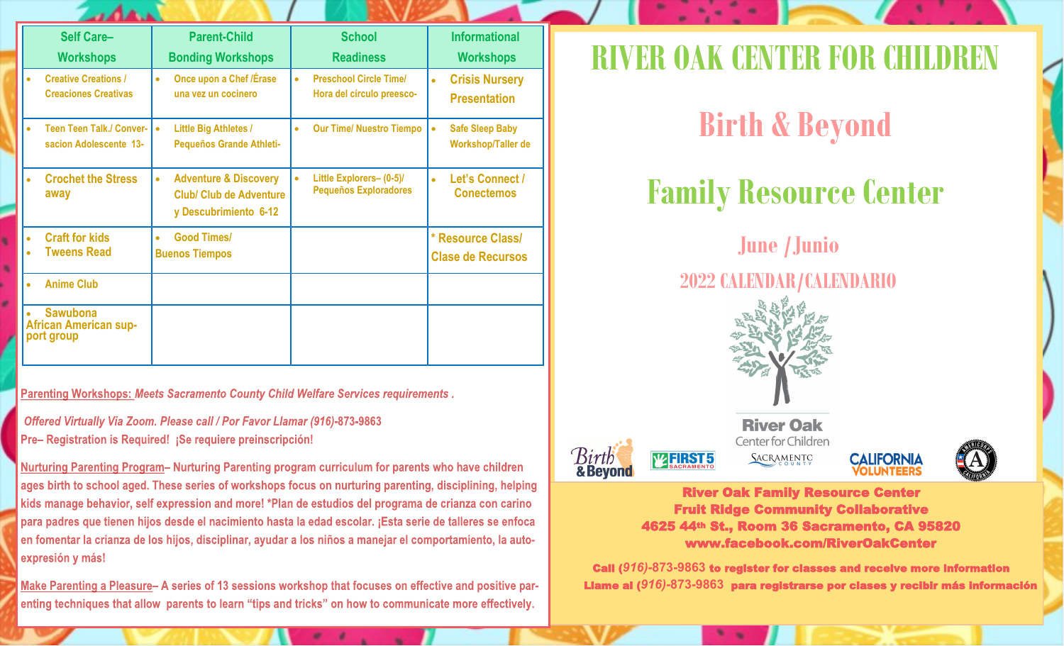| Self Care– Workshops | Parent-Child Bonding Workshops | School Readiness | Informational Workshops |
|---|---|---|---|
| • Creative Creations / Creaciones Creativas | • Once upon a Chef /Érase una vez un cocinero | • Preschool Circle Time/ Hora del círculo preesco- | • Crisis Nursery Presentation |
| • Teen Teen Talk./ Conver-sacion Adolescente 13- | • Little Big Athletes / Pequeños Grande Athleti- | • Our Time/ Nuestro Tiempo | • Safe Sleep Baby Workshop/Taller de |
| • Crochet the Stress away | • Adventure & Discovery Club/ Club de Adventure y Descubrimiento 6-12 | • Little Explorers– (0-5)/ Pequeños Exploradores | • Let's Connect / Conectemos |
| • Craft for kids<br>• Tweens Read | • Good Times/ Buenos Tiempos | | * Resource Class/ Clase de Recursos |
| • Anime Club | | | |
| • Sawubona African American support group | | | |

Parenting Workshops: *Meets Sacramento County Child Welfare Services requirements .*

*Offered Virtually Via Zoom. Please call / Por Favor Llamar (916)*-873-9863

Pre– Registration is Required! ¡Se requiere preinscripción!

Nurturing Parenting Program– Nurturing Parenting program curriculum for parents who have children ages birth to school aged. These series of workshops focus on nurturing parenting, disciplining, helping kids manage behavior, self expression and more! *Plan de estudios del programa de crianza con carino para padres que tienen hijos desde el nacimiento hasta la edad escolar. ¡Esta serie de talleres se enfoca en fomentar la crianza de los hijos, disciplinar, ayudar a los niños a manejar el comportamiento, la auto-expresión y más!

Make Parenting a Pleasure– A series of 13 sessions workshop that focuses on effective and positive parenting techniques that allow parents to learn "tips and tricks" on how to communicate more effectively.

# RIVER OAK CENTER FOR CHILDREN

# Birth & Beyond

# Family Resource Center

## June / Junio

## 2022 CALENDAR/CALENDARIO

River Oak Center for Children

Birth & Beyond · FIRST 5 SACRAMENTO · SACRAMENTO COUNTY · CALIFORNIA VOLUNTEERS · AmeriCorps California

**River Oak Family Resource Center**
**Fruit Ridge Community Collaborative**
**4625 44th St., Room 36 Sacramento, CA 95820**
**www.facebook.com/RiverOakCenter**

**Call (*916)*-873-9863 to register for classes and receive more information**
**Llame al (*916)*-873-9863 para registrarse por clases y recibir más información**